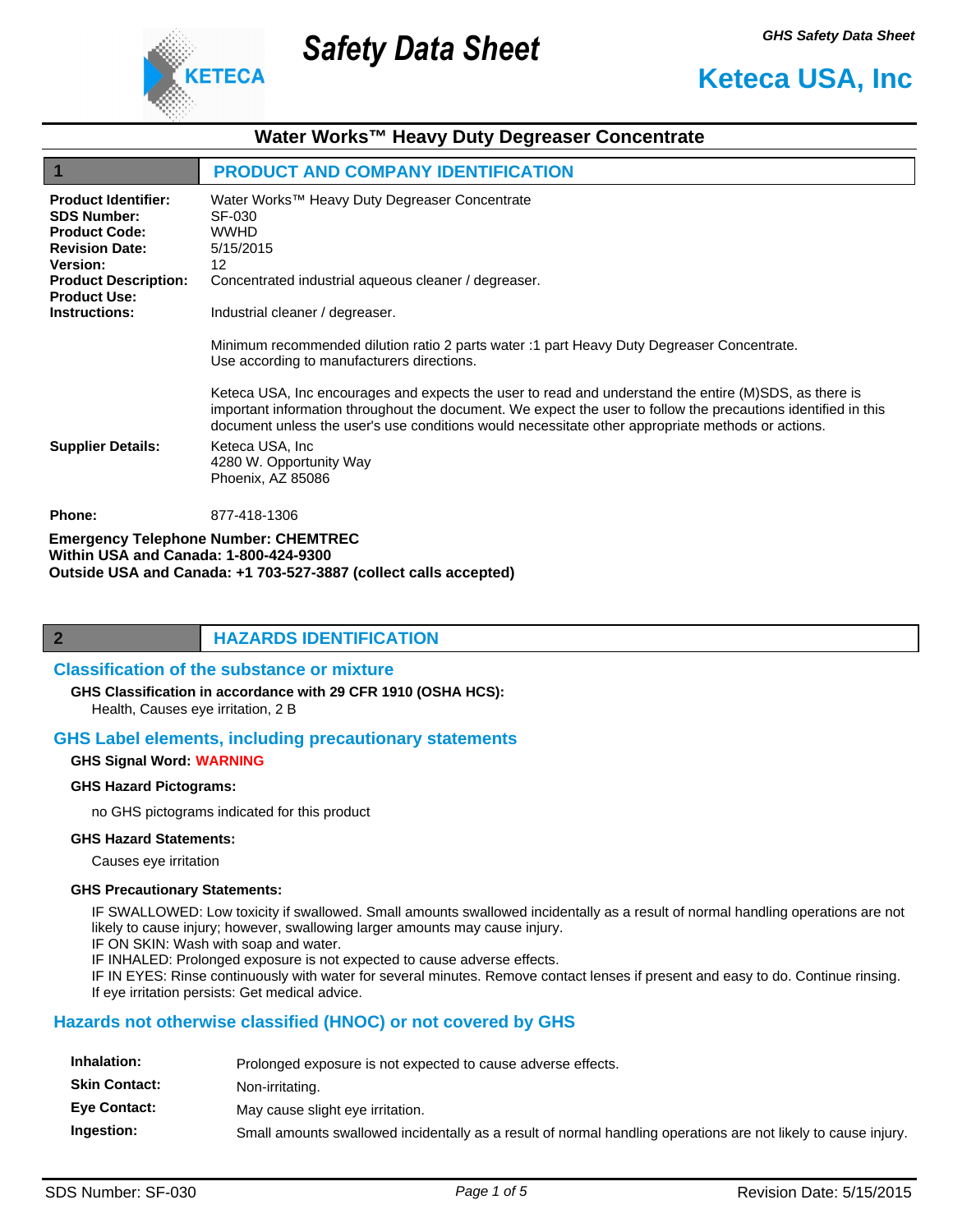# Safety Data Sheet

GHS Safety Data Sheet

**Keteca USA, Inc**

## Water Works™ Heavy Duty Degreaser Concentrate

## 1 PRODUCT AND COMPANY IDENTIFICATION

**Product Identifier:** Water Works™ Heavy Duty Degreaser Concentrate
**SDS Number:** SF-030
**Product Code:** WWHD
**Revision Date:** 5/15/2015
**Version:** 12
**Product Description:** Concentrated industrial aqueous cleaner / degreaser.
**Product Use:**
**Instructions:** Industrial cleaner / degreaser.

Minimum recommended dilution ratio 2 parts water :1 part Heavy Duty Degreaser Concentrate.
Use according to manufacturers directions.

Keteca USA, Inc encourages and expects the user to read and understand the entire (M)SDS, as there is important information throughout the document. We expect the user to follow the precautions identified in this document unless the user's use conditions would necessitate other appropriate methods or actions.

**Supplier Details:** Keteca USA, Inc
4280 W. Opportunity Way
Phoenix, AZ 85086

**Phone:** 877-418-1306

**Emergency Telephone Number: CHEMTREC**
**Within USA and Canada: 1-800-424-9300**
**Outside USA and Canada: +1 703-527-3887 (collect calls accepted)**

## 2 HAZARDS IDENTIFICATION

### Classification of the substance or mixture

**GHS Classification in accordance with 29 CFR 1910 (OSHA HCS):**
Health, Causes eye irritation, 2 B

### GHS Label elements, including precautionary statements

**GHS Signal Word:** WARNING

**GHS Hazard Pictograms:**

no GHS pictograms indicated for this product

**GHS Hazard Statements:**

Causes eye irritation

**GHS Precautionary Statements:**

IF SWALLOWED: Low toxicity if swallowed. Small amounts swallowed incidentally as a result of normal handling operations are not likely to cause injury; however, swallowing larger amounts may cause injury.
IF ON SKIN: Wash with soap and water.
IF INHALED: Prolonged exposure is not expected to cause adverse effects.
IF IN EYES: Rinse continuously with water for several minutes. Remove contact lenses if present and easy to do. Continue rinsing.
If eye irritation persists: Get medical advice.

### Hazards not otherwise classified (HNOC) or not covered by GHS

**Inhalation:** Prolonged exposure is not expected to cause adverse effects.
**Skin Contact:** Non-irritating.
**Eye Contact:** May cause slight eye irritation.
**Ingestion:** Small amounts swallowed incidentally as a result of normal handling operations are not likely to cause injury.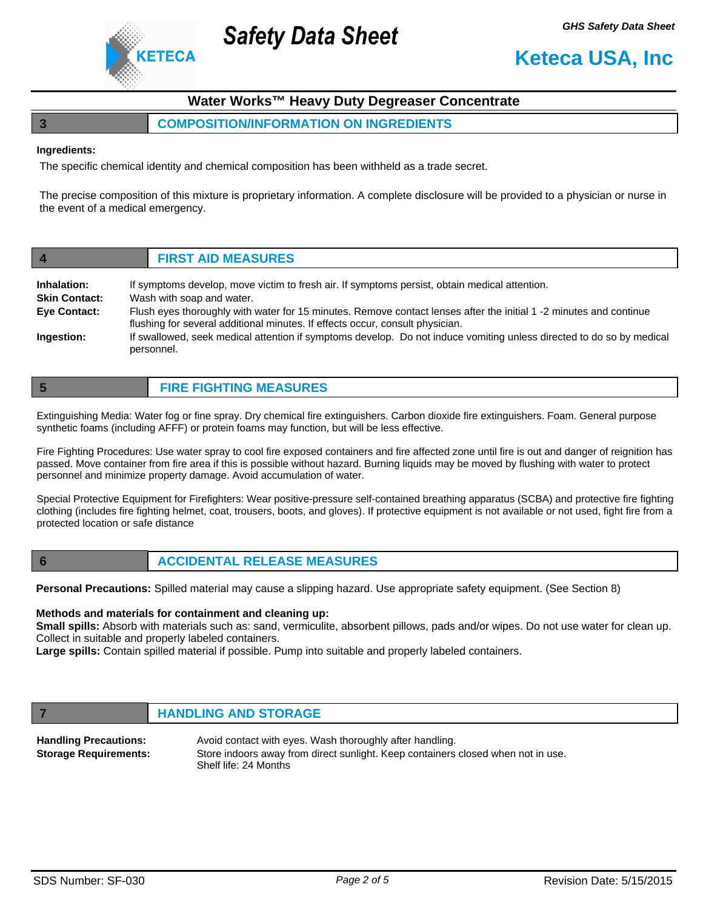## Water Works™ Heavy Duty Degreaser Concentrate

## 3 COMPOSITION/INFORMATION ON INGREDIENTS

**Ingredients:**

The specific chemical identity and chemical composition has been withheld as a trade secret.

The precise composition of this mixture is proprietary information. A complete disclosure will be provided to a physician or nurse in the event of a medical emergency.

## 4 FIRST AID MEASURES

**Inhalation:** If symptoms develop, move victim to fresh air. If symptoms persist, obtain medical attention.

**Skin Contact:** Wash with soap and water.

**Eye Contact:** Flush eyes thoroughly with water for 15 minutes. Remove contact lenses after the initial 1 -2 minutes and continue flushing for several additional minutes. If effects occur, consult physician.

**Ingestion:** If swallowed, seek medical attention if symptoms develop. Do not induce vomiting unless directed to do so by medical personnel.

## 5 FIRE FIGHTING MEASURES

Extinguishing Media: Water fog or fine spray. Dry chemical fire extinguishers. Carbon dioxide fire extinguishers. Foam. General purpose synthetic foams (including AFFF) or protein foams may function, but will be less effective.

Fire Fighting Procedures: Use water spray to cool fire exposed containers and fire affected zone until fire is out and danger of reignition has passed. Move container from fire area if this is possible without hazard. Burning liquids may be moved by flushing with water to protect personnel and minimize property damage. Avoid accumulation of water.

Special Protective Equipment for Firefighters: Wear positive-pressure self-contained breathing apparatus (SCBA) and protective fire fighting clothing (includes fire fighting helmet, coat, trousers, boots, and gloves). If protective equipment is not available or not used, fight fire from a protected location or safe distance

## 6 ACCIDENTAL RELEASE MEASURES

**Personal Precautions:** Spilled material may cause a slipping hazard. Use appropriate safety equipment. (See Section 8)

**Methods and materials for containment and cleaning up:**

**Small spills:** Absorb with materials such as: sand, vermiculite, absorbent pillows, pads and/or wipes. Do not use water for clean up. Collect in suitable and properly labeled containers.

**Large spills:** Contain spilled material if possible. Pump into suitable and properly labeled containers.

## 7 HANDLING AND STORAGE

**Handling Precautions:** Avoid contact with eyes. Wash thoroughly after handling.

**Storage Requirements:** Store indoors away from direct sunlight. Keep containers closed when not in use.
Shelf life: 24 Months

SDS Number: SF-030 | Revision Date: 5/15/2015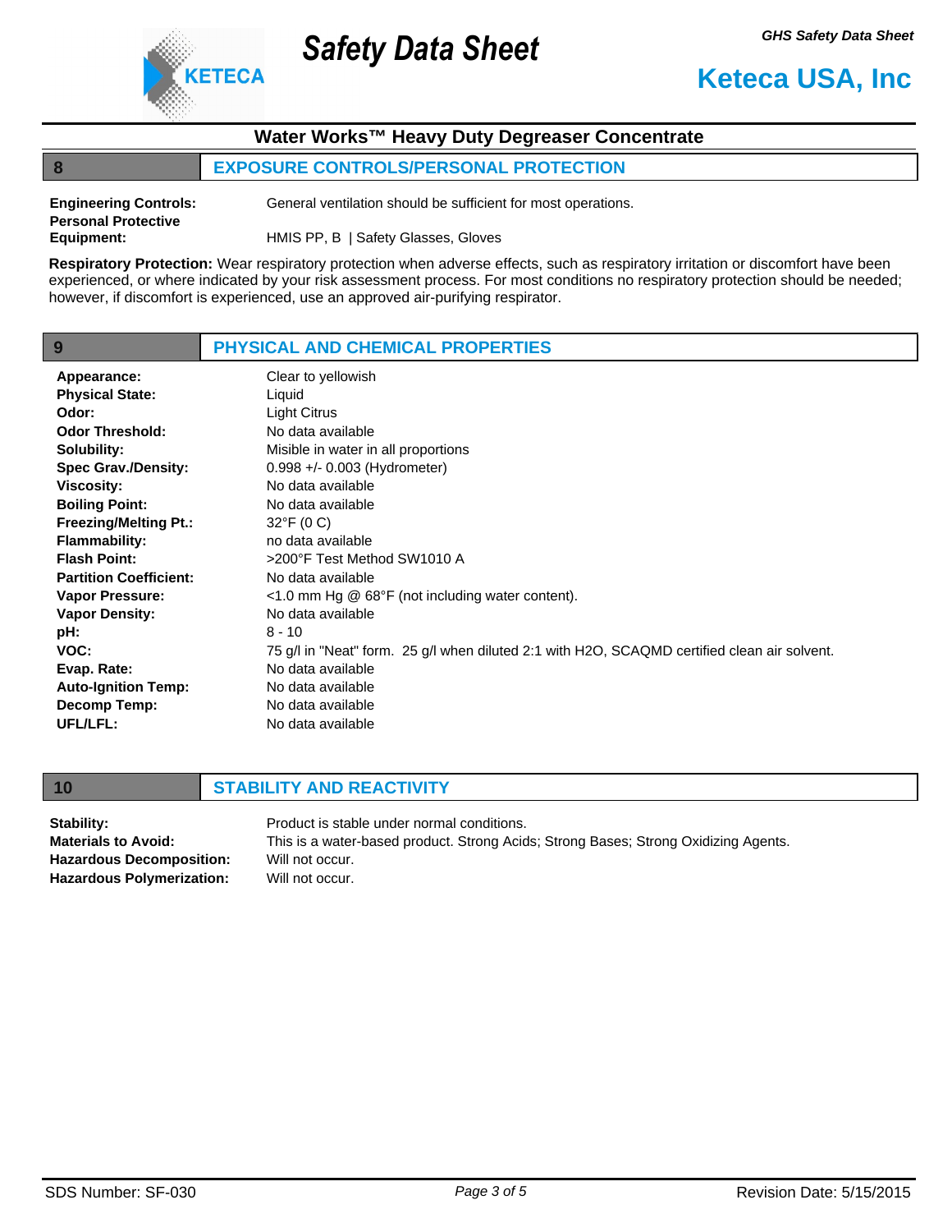## Water Works™ Heavy Duty Degreaser Concentrate

## 8 EXPOSURE CONTROLS/PERSONAL PROTECTION

**Engineering Controls:** General ventilation should be sufficient for most operations.

**Personal Protective Equipment:** HMIS PP, B | Safety Glasses, Gloves

**Respiratory Protection:** Wear respiratory protection when adverse effects, such as respiratory irritation or discomfort have been experienced, or where indicated by your risk assessment process. For most conditions no respiratory protection should be needed; however, if discomfort is experienced, use an approved air-purifying respirator.

## 9 PHYSICAL AND CHEMICAL PROPERTIES

| | |
|---|---|
| **Appearance:** | Clear to yellowish |
| **Physical State:** | Liquid |
| **Odor:** | Light Citrus |
| **Odor Threshold:** | No data available |
| **Solubility:** | Misible in water in all proportions |
| **Spec Grav./Density:** | 0.998 +/- 0.003 (Hydrometer) |
| **Viscosity:** | No data available |
| **Boiling Point:** | No data available |
| **Freezing/Melting Pt.:** | 32°F (0 C) |
| **Flammability:** | no data available |
| **Flash Point:** | >200°F Test Method SW1010 A |
| **Partition Coefficient:** | No data available |
| **Vapor Pressure:** | <1.0 mm Hg @ 68°F (not including water content). |
| **Vapor Density:** | No data available |
| **pH:** | 8 - 10 |
| **VOC:** | 75 g/l in "Neat" form. 25 g/l when diluted 2:1 with $H_2O$, SCAQMD certified clean air solvent. |
| **Evap. Rate:** | No data available |
| **Auto-Ignition Temp:** | No data available |
| **Decomp Temp:** | No data available |
| **UFL/LFL:** | No data available |

## 10 STABILITY AND REACTIVITY

| | |
|---|---|
| **Stability:** | Product is stable under normal conditions. |
| **Materials to Avoid:** | This is a water-based product. Strong Acids; Strong Bases; Strong Oxidizing Agents. |
| **Hazardous Decomposition:** | Will not occur. |
| **Hazardous Polymerization:** | Will not occur. |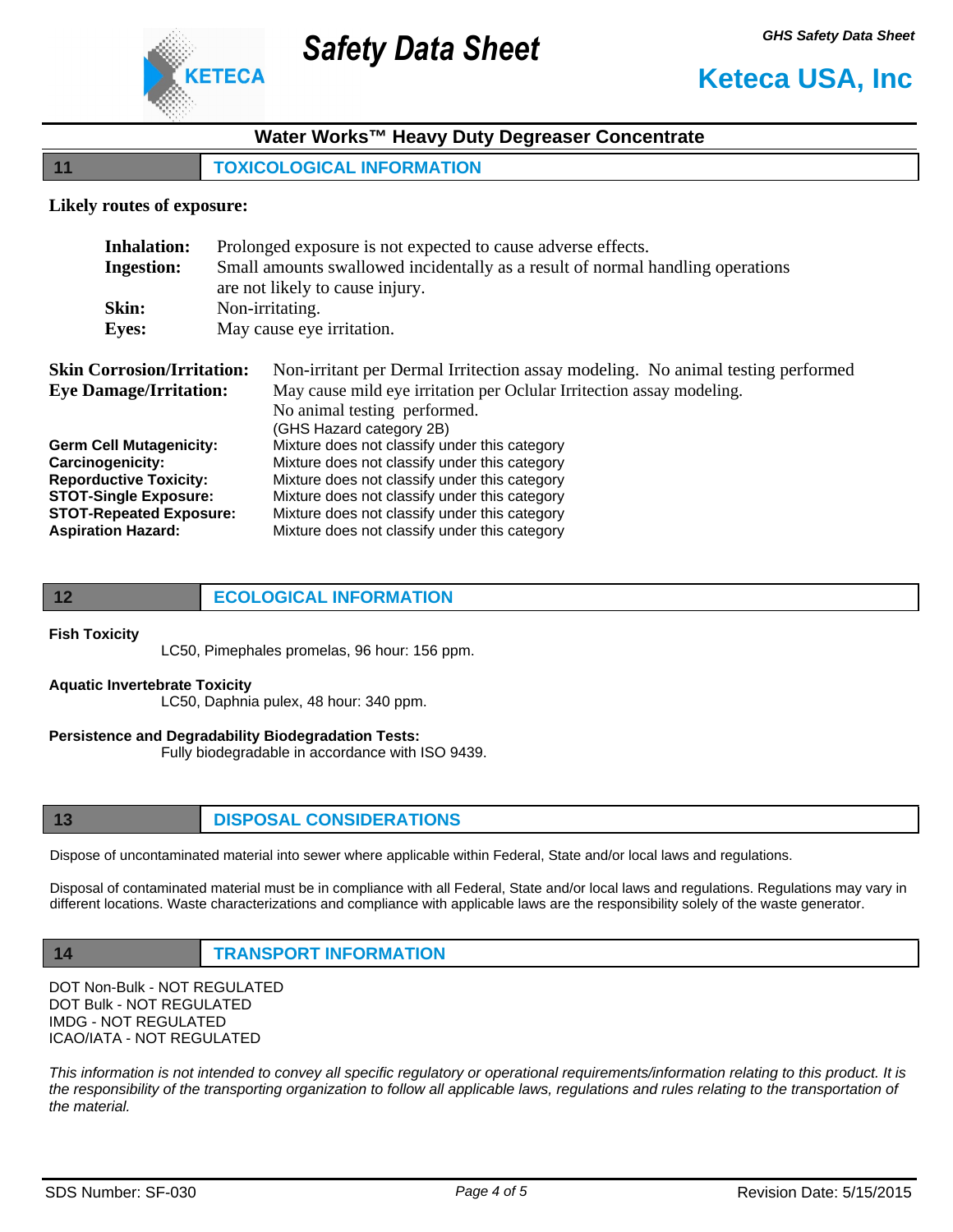## Water Works™ Heavy Duty Degreaser Concentrate

## 11 TOXICOLOGICAL INFORMATION

**Likely routes of exposure:**

**Inhalation:** Prolonged exposure is not expected to cause adverse effects.
**Ingestion:** Small amounts swallowed incidentally as a result of normal handling operations are not likely to cause injury.
**Skin:** Non-irritating.
**Eyes:** May cause eye irritation.

**Skin Corrosion/Irritation:** Non-irritant per Dermal Irritection assay modeling. No animal testing performed
**Eye Damage/Irritation:** May cause mild eye irritation per Oclular Irritection assay modeling. No animal testing performed. (GHS Hazard category 2B)

**Germ Cell Mutagenicity:** Mixture does not classify under this category
**Carcinogenicity:** Mixture does not classify under this category
**Reporductive Toxicity:** Mixture does not classify under this category
**STOT-Single Exposure:** Mixture does not classify under this category
**STOT-Repeated Exposure:** Mixture does not classify under this category
**Aspiration Hazard:** Mixture does not classify under this category

## 12 ECOLOGICAL INFORMATION

**Fish Toxicity**
LC50, Pimephales promelas, 96 hour: 156 ppm.

**Aquatic Invertebrate Toxicity**
LC50, Daphnia pulex, 48 hour: 340 ppm.

**Persistence and Degradability Biodegradation Tests:**
Fully biodegradable in accordance with ISO 9439.

## 13 DISPOSAL CONSIDERATIONS

Dispose of uncontaminated material into sewer where applicable within Federal, State and/or local laws and regulations.

Disposal of contaminated material must be in compliance with all Federal, State and/or local laws and regulations. Regulations may vary in different locations. Waste characterizations and compliance with applicable laws are the responsibility solely of the waste generator.

## 14 TRANSPORT INFORMATION

DOT Non-Bulk - NOT REGULATED
DOT Bulk - NOT REGULATED
IMDG - NOT REGULATED
ICAO/IATA - NOT REGULATED

*This information is not intended to convey all specific regulatory or operational requirements/information relating to this product. It is the responsibility of the transporting organization to follow all applicable laws, regulations and rules relating to the transportation of the material.*

SDS Number: SF-030 Revision Date: 5/15/2015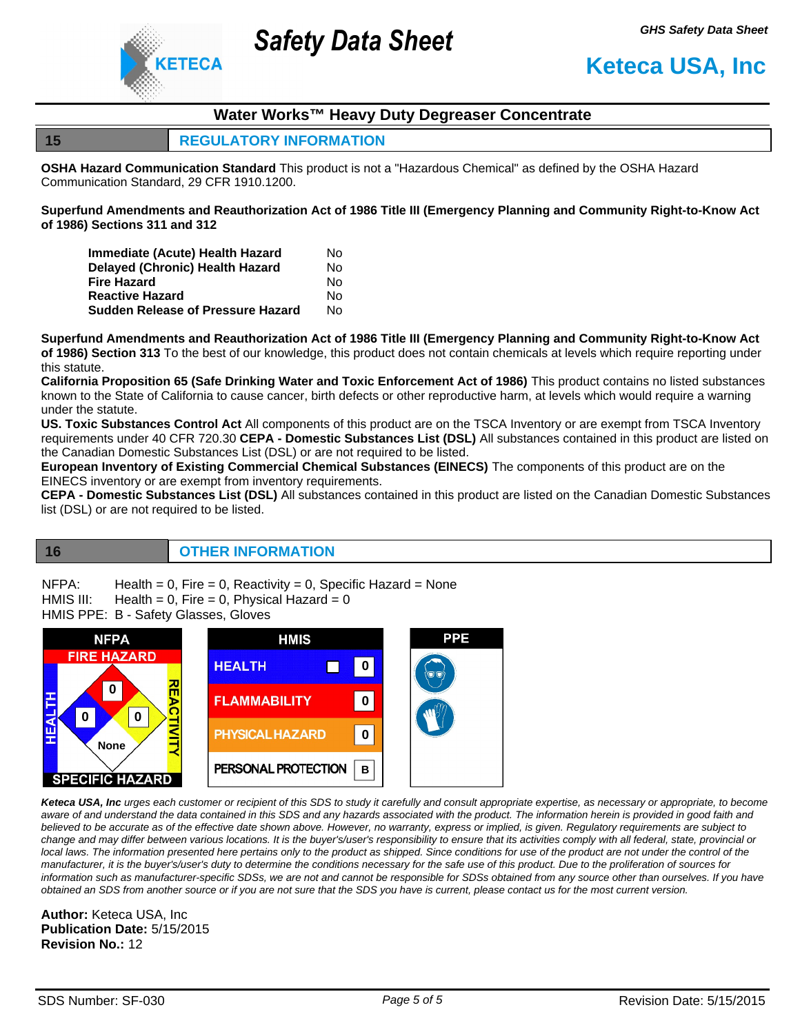## Water Works™ Heavy Duty Degreaser Concentrate

## 15 REGULATORY INFORMATION

**OSHA Hazard Communication Standard** This product is not a "Hazardous Chemical" as defined by the OSHA Hazard Communication Standard, 29 CFR 1910.1200.

**Superfund Amendments and Reauthorization Act of 1986 Title III (Emergency Planning and Community Right-to-Know Act of 1986) Sections 311 and 312**

| | |
|---|---|
| **Immediate (Acute) Health Hazard** | No |
| **Delayed (Chronic) Health Hazard** | No |
| **Fire Hazard** | No |
| **Reactive Hazard** | No |
| **Sudden Release of Pressure Hazard** | No |

**Superfund Amendments and Reauthorization Act of 1986 Title III (Emergency Planning and Community Right-to-Know Act of 1986) Section 313** To the best of our knowledge, this product does not contain chemicals at levels which require reporting under this statute.

**California Proposition 65 (Safe Drinking Water and Toxic Enforcement Act of 1986)** This product contains no listed substances known to the State of California to cause cancer, birth defects or other reproductive harm, at levels which would require a warning under the statute.

**US. Toxic Substances Control Act** All components of this product are on the TSCA Inventory or are exempt from TSCA Inventory requirements under 40 CFR 720.30 **CEPA - Domestic Substances List (DSL)** All substances contained in this product are listed on the Canadian Domestic Substances List (DSL) or are not required to be listed.

**European Inventory of Existing Commercial Chemical Substances (EINECS)** The components of this product are on the EINECS inventory or are exempt from inventory requirements.

**CEPA - Domestic Substances List (DSL)** All substances contained in this product are listed on the Canadian Domestic Substances list (DSL) or are not required to be listed.

## 16 OTHER INFORMATION

NFPA: Health = 0, Fire = 0, Reactivity = 0, Specific Hazard = None
HMIS III: Health = 0, Fire = 0, Physical Hazard = 0
HMIS PPE: B - Safety Glasses, Gloves

NFPA
FIRE HAZARD 0
HEALTH 0
REACTIVITY 0
SPECIFIC HAZARD None

| HMIS | |
|---|---|
| HEALTH | 0 |
| FLAMMABILITY | 0 |
| PHYSICAL HAZARD | 0 |
| PERSONAL PROTECTION | B |

PPE

*__Keteca USA, Inc__ urges each customer or recipient of this SDS to study it carefully and consult appropriate expertise, as necessary or appropriate, to become aware of and understand the data contained in this SDS and any hazards associated with the product. The information herein is provided in good faith and believed to be accurate as of the effective date shown above. However, no warranty, express or implied, is given. Regulatory requirements are subject to change and may differ between various locations. It is the buyer's/user's responsibility to ensure that its activities comply with all federal, state, provincial or local laws. The information presented here pertains only to the product as shipped. Since conditions for use of the product are not under the control of the manufacturer, it is the buyer's/user's duty to determine the conditions necessary for the safe use of this product. Due to the proliferation of sources for information such as manufacturer-specific SDSs, we are not and cannot be responsible for SDSs obtained from any source other than ourselves. If you have obtained an SDS from another source or if you are not sure that the SDS you have is current, please contact us for the most current version.*

**Author:** Keteca USA, Inc
**Publication Date:** 5/15/2015
**Revision No.:** 12